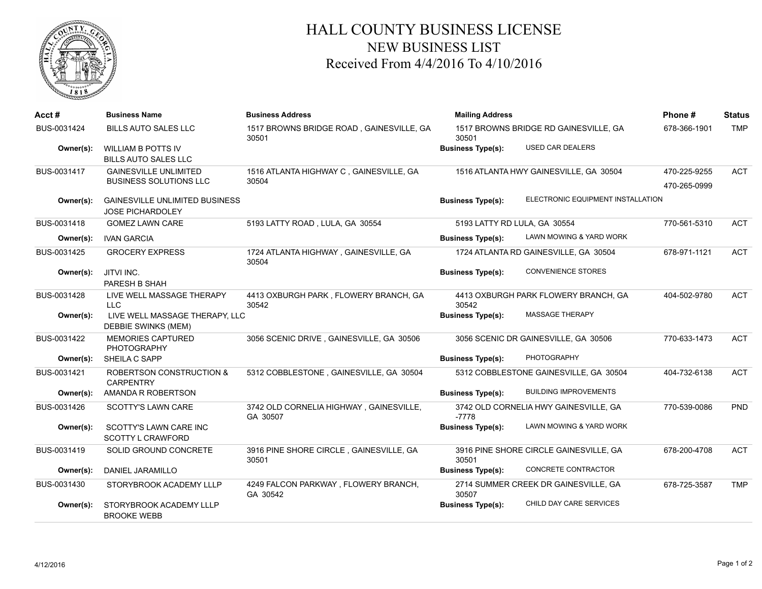# HALL COUNTY BUSINESS LICENSE

## NEW BUSINESS LIST

### Received From 4/4/2016 To 4/10/2016

| Acct # | Business Name | Business Address | Mailing Address | Phone # | Status |
|---|---|---|---|---|---|
| BUS-0031424 | BILLS AUTO SALES LLC | 1517 BROWNS BRIDGE ROAD , GAINESVILLE, GA 30501 | 1517 BROWNS BRIDGE RD GAINESVILLE, GA 30501 | 678-366-1901 | TMP |
| Owner(s): | WILLIAM B POTTS IV<br>BILLS AUTO SALES LLC | | Business Type(s): USED CAR DEALERS | | |
| BUS-0031417 | GAINESVILLE UNLIMITED BUSINESS SOLUTIONS LLC | 1516 ATLANTA HIGHWAY C , GAINESVILLE, GA 30504 | 1516 ATLANTA HWY GAINESVILLE, GA 30504 | 470-225-9255<br>470-265-0999 | ACT |
| Owner(s): | GAINESVILLE UNLIMITED BUSINESS<br>JOSE PICHARDOLEY | | Business Type(s): ELECTRONIC EQUIPMENT INSTALLATION | | |
| BUS-0031418 | GOMEZ LAWN CARE | 5193 LATTY ROAD , LULA, GA 30554 | 5193 LATTY RD LULA, GA 30554 | 770-561-5310 | ACT |
| Owner(s): | IVAN GARCIA | | Business Type(s): LAWN MOWING & YARD WORK | | |
| BUS-0031425 | GROCERY EXPRESS | 1724 ATLANTA HIGHWAY , GAINESVILLE, GA 30504 | 1724 ATLANTA RD GAINESVILLE, GA 30504 | 678-971-1121 | ACT |
| Owner(s): | JITVI INC.<br>PARESH B SHAH | | Business Type(s): CONVENIENCE STORES | | |
| BUS-0031428 | LIVE WELL MASSAGE THERAPY LLC | 4413 OXBURGH PARK , FLOWERY BRANCH, GA 30542 | 4413 OXBURGH PARK FLOWERY BRANCH, GA 30542 | 404-502-9780 | ACT |
| Owner(s): | LIVE WELL MASSAGE THERAPY, LLC<br>DEBBIE SWINKS (MEM) | | Business Type(s): MASSAGE THERAPY | | |
| BUS-0031422 | MEMORIES CAPTURED PHOTOGRAPHY | 3056 SCENIC DRIVE , GAINESVILLE, GA 30506 | 3056 SCENIC DR GAINESVILLE, GA 30506 | 770-633-1473 | ACT |
| Owner(s): | SHEILA C SAPP | | Business Type(s): PHOTOGRAPHY | | |
| BUS-0031421 | ROBERTSON CONSTRUCTION & CARPENTRY | 5312 COBBLESTONE , GAINESVILLE, GA 30504 | 5312 COBBLESTONE GAINESVILLE, GA 30504 | 404-732-6138 | ACT |
| Owner(s): | AMANDA R ROBERTSON | | Business Type(s): BUILDING IMPROVEMENTS | | |
| BUS-0031426 | SCOTTY'S LAWN CARE | 3742 OLD CORNELIA HIGHWAY , GAINESVILLE, GA 30507 | 3742 OLD CORNELIA HWY GAINESVILLE, GA -7778 | 770-539-0086 | PND |
| Owner(s): | SCOTTY'S LAWN CARE INC<br>SCOTTY L CRAWFORD | | Business Type(s): LAWN MOWING & YARD WORK | | |
| BUS-0031419 | SOLID GROUND CONCRETE | 3916 PINE SHORE CIRCLE , GAINESVILLE, GA 30501 | 3916 PINE SHORE CIRCLE GAINESVILLE, GA 30501 | 678-200-4708 | ACT |
| Owner(s): | DANIEL JARAMILLO | | Business Type(s): CONCRETE CONTRACTOR | | |
| BUS-0031430 | STORYBROOK ACADEMY LLLP | 4249 FALCON PARKWAY , FLOWERY BRANCH, GA 30542 | 2714 SUMMER CREEK DR GAINESVILLE, GA 30507 | 678-725-3587 | TMP |
| Owner(s): | STORYBROOK ACADEMY LLLP<br>BROOKE WEBB | | Business Type(s): CHILD DAY CARE SERVICES | | |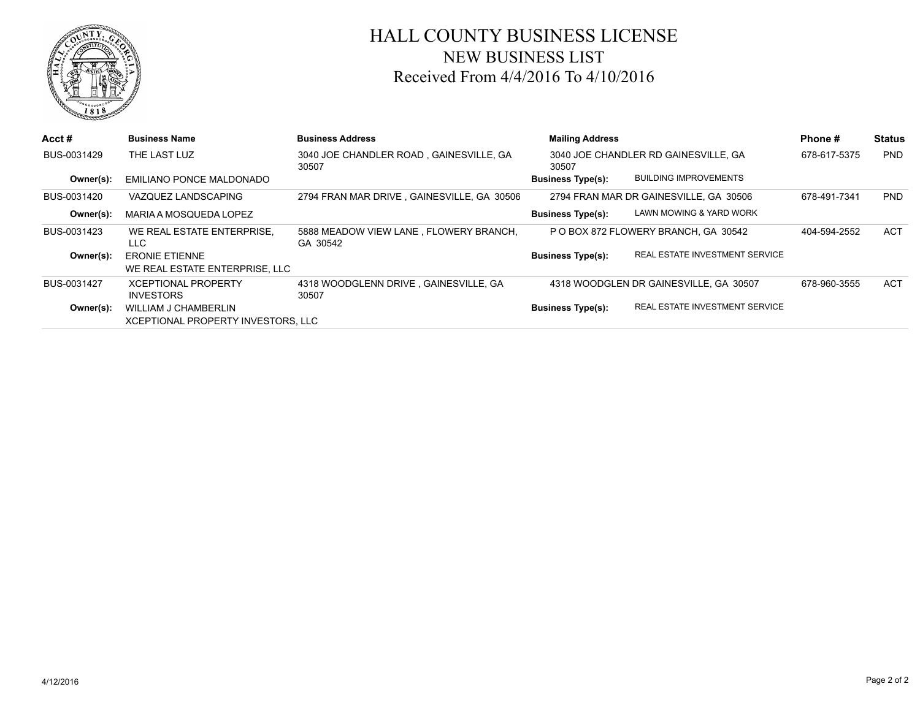# HALL COUNTY BUSINESS LICENSE
## NEW BUSINESS LIST
## Received From 4/4/2016 To 4/10/2016

| Acct # | Business Name | Business Address | Mailing Address | | Phone # | Status |
|---|---|---|---|---|---|---|
| BUS-0031429 | THE LAST LUZ | 3040 JOE CHANDLER ROAD , GAINESVILLE, GA 30507 | 3040 JOE CHANDLER RD GAINESVILLE, GA 30507 | | 678-617-5375 | PND |
| **Owner(s):** | EMILIANO PONCE MALDONADO | | **Business Type(s):** | BUILDING IMPROVEMENTS | | |
| BUS-0031420 | VAZQUEZ LANDSCAPING | 2794 FRAN MAR DRIVE , GAINESVILLE, GA 30506 | 2794 FRAN MAR DR GAINESVILLE, GA 30506 | | 678-491-7341 | PND |
| **Owner(s):** | MARIA A MOSQUEDA LOPEZ | | **Business Type(s):** | LAWN MOWING & YARD WORK | | |
| BUS-0031423 | WE REAL ESTATE ENTERPRISE, LLC | 5888 MEADOW VIEW LANE , FLOWERY BRANCH, GA 30542 | P O BOX 872 FLOWERY BRANCH, GA 30542 | | 404-594-2552 | ACT |
| **Owner(s):** | ERONIE ETIENNE<br>WE REAL ESTATE ENTERPRISE, LLC | | **Business Type(s):** | REAL ESTATE INVESTMENT SERVICE | | |
| BUS-0031427 | XCEPTIONAL PROPERTY INVESTORS | 4318 WOODGLENN DRIVE , GAINESVILLE, GA 30507 | 4318 WOODGLEN DR GAINESVILLE, GA 30507 | | 678-960-3555 | ACT |
| **Owner(s):** | WILLIAM J CHAMBERLIN<br>XCEPTIONAL PROPERTY INVESTORS, LLC | | **Business Type(s):** | REAL ESTATE INVESTMENT SERVICE | | |

4/12/2016